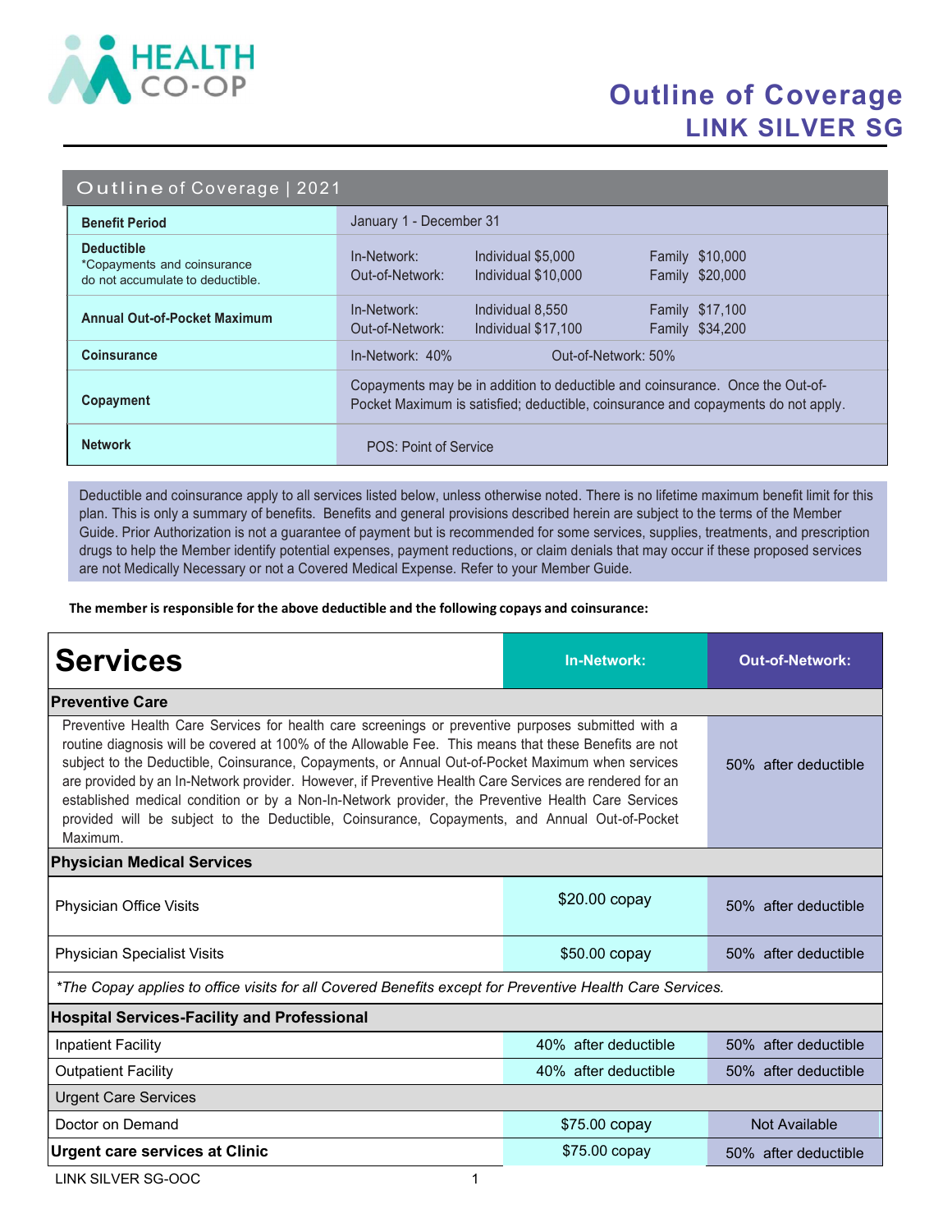HEALTH CO-OP

# Outline of Coverage
## LINK SILVER SG

### Outline of Coverage | 2021

| | |
|---|---|
| **Benefit Period** | January 1 - December 31 |
| **Deductible** *Copayments and coinsurance do not accumulate to deductible. | In-Network: Individual $5,000 Family $10,000<br>Out-of-Network: Individual $10,000 Family $20,000 |
| **Annual Out-of-Pocket Maximum** | In-Network: Individual 8,550 Family $17,100<br>Out-of-Network: Individual $17,100 Family $34,200 |
| **Coinsurance** | In-Network: 40% Out-of-Network: 50% |
| **Copayment** | Copayments may be in addition to deductible and coinsurance. Once the Out-of-Pocket Maximum is satisfied; deductible, coinsurance and copayments do not apply. |
| **Network** | POS: Point of Service |

Deductible and coinsurance apply to all services listed below, unless otherwise noted. There is no lifetime maximum benefit limit for this plan. This is only a summary of benefits. Benefits and general provisions described herein are subject to the terms of the Member Guide. Prior Authorization is not a guarantee of payment but is recommended for some services, supplies, treatments, and prescription drugs to help the Member identify potential expenses, payment reductions, or claim denials that may occur if these proposed services are not Medically Necessary or not a Covered Medical Expense. Refer to your Member Guide.

**The member is responsible for the above deductible and the following copays and coinsurance:**

| **Services** | **In-Network:** | **Out-of-Network:** |
|---|---|---|
| **Preventive Care** | | |
| Preventive Health Care Services for health care screenings or preventive purposes submitted with a routine diagnosis will be covered at 100% of the Allowable Fee. This means that these Benefits are not subject to the Deductible, Coinsurance, Copayments, or Annual Out-of-Pocket Maximum when services are provided by an In-Network provider. However, if Preventive Health Care Services are rendered for an established medical condition or by a Non-In-Network provider, the Preventive Health Care Services provided will be subject to the Deductible, Coinsurance, Copayments, and Annual Out-of-Pocket Maximum. | | 50% after deductible |
| **Physician Medical Services** | | |
| Physician Office Visits | $20.00 copay | 50% after deductible |
| Physician Specialist Visits | $50.00 copay | 50% after deductible |
| *\*The Copay applies to office visits for all Covered Benefits except for Preventive Health Care Services.* | | |
| **Hospital Services-Facility and Professional** | | |
| Inpatient Facility | 40% after deductible | 50% after deductible |
| Outpatient Facility | 40% after deductible | 50% after deductible |
| Urgent Care Services | | |
| Doctor on Demand | $75.00 copay | Not Available |
| **Urgent care services at Clinic** | $75.00 copay | 50% after deductible |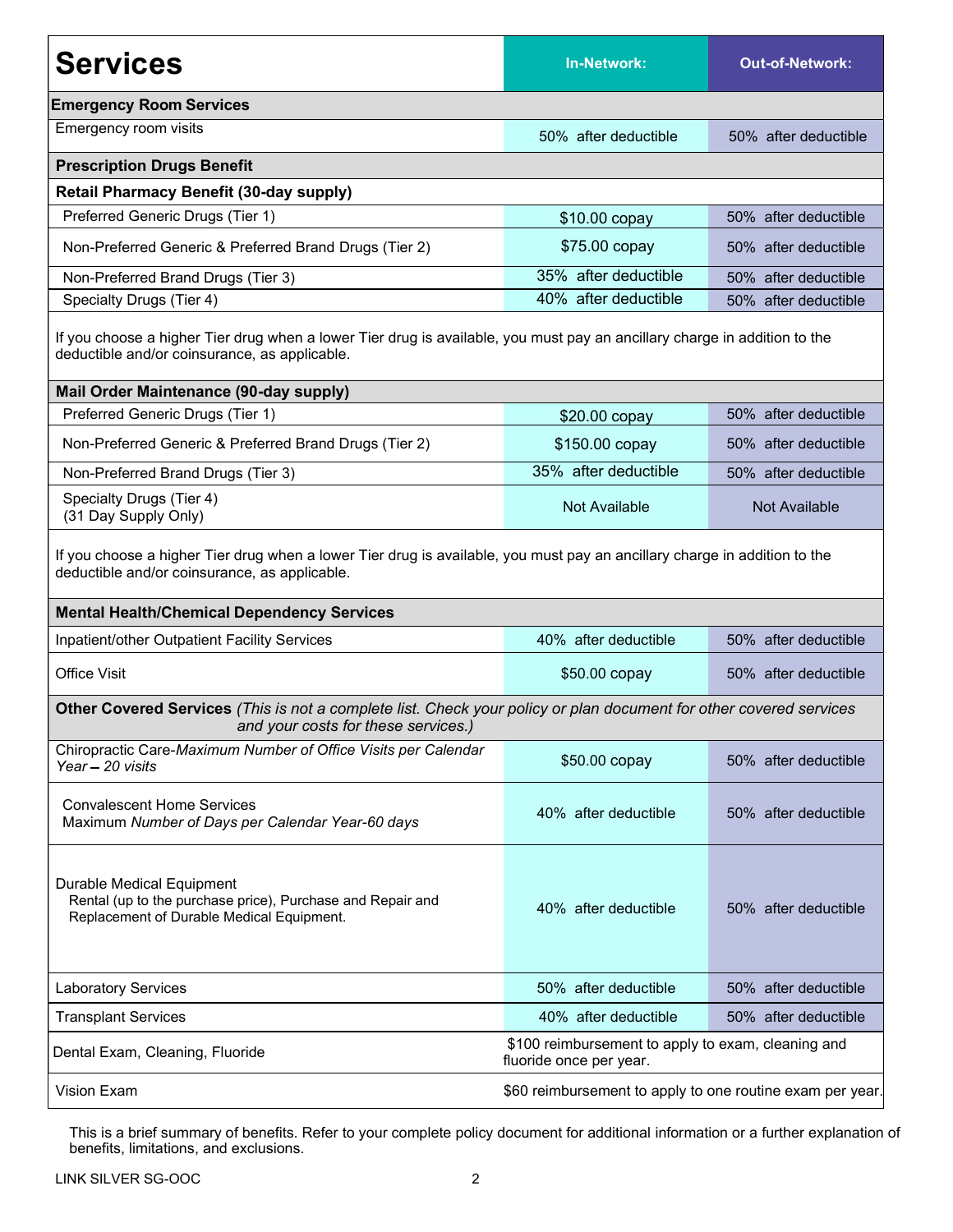| Services | In-Network: | Out-of-Network: |
|---|---|---|
| **Emergency Room Services** | | |
| Emergency room visits | 50% after deductible | 50% after deductible |
| **Prescription Drugs Benefit** | | |
| **Retail Pharmacy Benefit (30-day supply)** | | |
| Preferred Generic Drugs (Tier 1) | $10.00 copay | 50% after deductible |
| Non-Preferred Generic & Preferred Brand Drugs (Tier 2) | $75.00 copay | 50% after deductible |
| Non-Preferred Brand Drugs (Tier 3) | 35% after deductible | 50% after deductible |
| Specialty Drugs (Tier 4) | 40% after deductible | 50% after deductible |
| If you choose a higher Tier drug when a lower Tier drug is available, you must pay an ancillary charge in addition to the deductible and/or coinsurance, as applicable. | | |
| **Mail Order Maintenance (90-day supply)** | | |
| Preferred Generic Drugs (Tier 1) | $20.00 copay | 50% after deductible |
| Non-Preferred Generic & Preferred Brand Drugs (Tier 2) | $150.00 copay | 50% after deductible |
| Non-Preferred Brand Drugs (Tier 3) | 35% after deductible | 50% after deductible |
| Specialty Drugs (Tier 4) (31 Day Supply Only) | Not Available | Not Available |
| If you choose a higher Tier drug when a lower Tier drug is available, you must pay an ancillary charge in addition to the deductible and/or coinsurance, as applicable. | | |
| **Mental Health/Chemical Dependency Services** | | |
| Inpatient/other Outpatient Facility Services | 40% after deductible | 50% after deductible |
| Office Visit | $50.00 copay | 50% after deductible |
| **Other Covered Services** *(This is not a complete list. Check your policy or plan document for other covered services and your costs for these services.)* | | |
| Chiropractic Care-*Maximum Number of Office Visits per Calendar Year – 20 visits* | $50.00 copay | 50% after deductible |
| Convalescent Home Services Maximum *Number of Days per Calendar Year-60 days* | 40% after deductible | 50% after deductible |
| Durable Medical Equipment Rental (up to the purchase price), Purchase and Repair and Replacement of Durable Medical Equipment. | 40% after deductible | 50% after deductible |
| Laboratory Services | 50% after deductible | 50% after deductible |
| Transplant Services | 40% after deductible | 50% after deductible |
| Dental Exam, Cleaning, Fluoride | $100 reimbursement to apply to exam, cleaning and fluoride once per year. | |
| Vision Exam | $60 reimbursement to apply to one routine exam per year. | |

This is a brief summary of benefits. Refer to your complete policy document for additional information or a further explanation of benefits, limitations, and exclusions.

LINK SILVER SG-OOC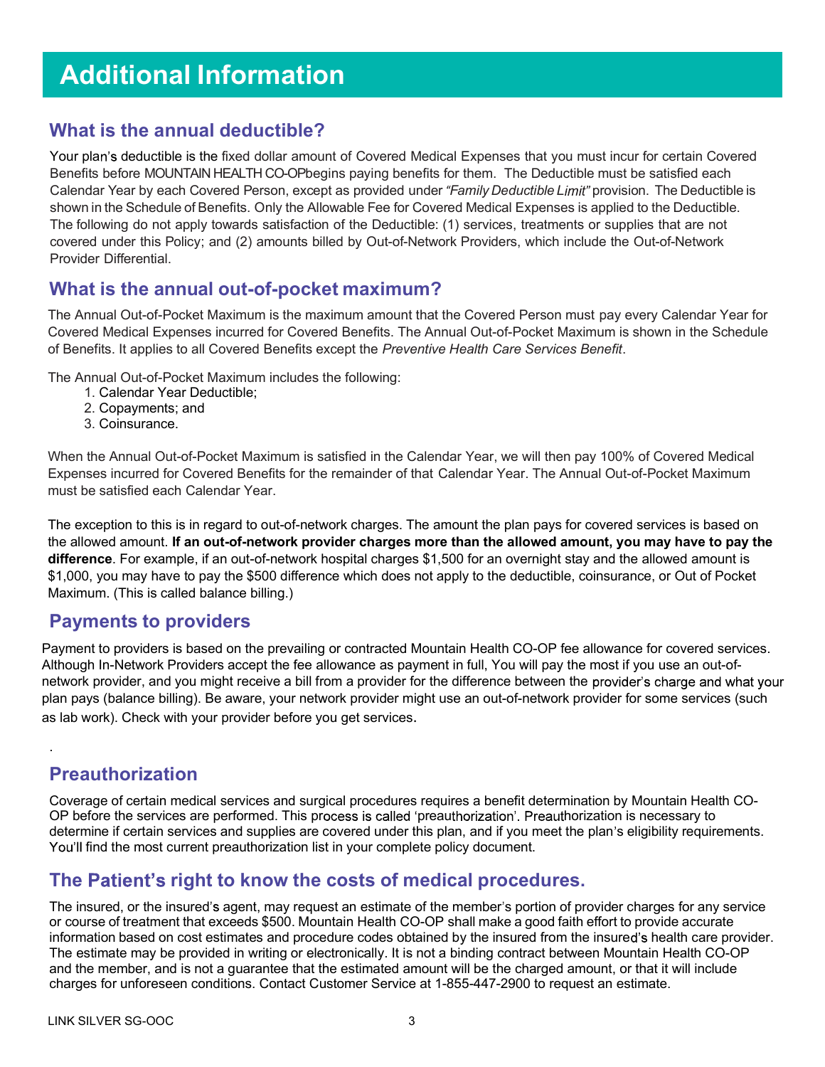# Additional Information

## What is the annual deductible?

Your plan's deductible is the fixed dollar amount of Covered Medical Expenses that you must incur for certain Covered Benefits before MOUNTAIN HEALTH CO-OPbegins paying benefits for them. The Deductible must be satisfied each Calendar Year by each Covered Person, except as provided under *"Family Deductible Limit"* provision. The Deductible is shown in the Schedule of Benefits. Only the Allowable Fee for Covered Medical Expenses is applied to the Deductible. The following do not apply towards satisfaction of the Deductible: (1) services, treatments or supplies that are not covered under this Policy; and (2) amounts billed by Out-of-Network Providers, which include the Out-of-Network Provider Differential.

## What is the annual out-of-pocket maximum?

The Annual Out-of-Pocket Maximum is the maximum amount that the Covered Person must pay every Calendar Year for Covered Medical Expenses incurred for Covered Benefits. The Annual Out-of-Pocket Maximum is shown in the Schedule of Benefits. It applies to all Covered Benefits except the *Preventive Health Care Services Benefit*.

The Annual Out-of-Pocket Maximum includes the following:

1. Calendar Year Deductible;
2. Copayments; and
3. Coinsurance.

When the Annual Out-of-Pocket Maximum is satisfied in the Calendar Year, we will then pay 100% of Covered Medical Expenses incurred for Covered Benefits for the remainder of that Calendar Year. The Annual Out-of-Pocket Maximum must be satisfied each Calendar Year.

The exception to this is in regard to out-of-network charges. The amount the plan pays for covered services is based on the allowed amount. **If an out-of-network provider charges more than the allowed amount, you may have to pay the difference**. For example, if an out-of-network hospital charges $1,500 for an overnight stay and the allowed amount is $1,000, you may have to pay the $500 difference which does not apply to the deductible, coinsurance, or Out of Pocket Maximum. (This is called balance billing.)

## Payments to providers

Payment to providers is based on the prevailing or contracted Mountain Health CO-OP fee allowance for covered services. Although In-Network Providers accept the fee allowance as payment in full, You will pay the most if you use an out-of-network provider, and you might receive a bill from a provider for the difference between the provider's charge and what your plan pays (balance billing). Be aware, your network provider might use an out-of-network provider for some services (such as lab work). Check with your provider before you get services.

## Preauthorization

Coverage of certain medical services and surgical procedures requires a benefit determination by Mountain Health CO-OP before the services are performed. This process is called 'preauthorization'. Preauthorization is necessary to determine if certain services and supplies are covered under this plan, and if you meet the plan's eligibility requirements. You'll find the most current preauthorization list in your complete policy document.

## The Patient's right to know the costs of medical procedures.

The insured, or the insured's agent, may request an estimate of the member's portion of provider charges for any service or course of treatment that exceeds $500. Mountain Health CO-OP shall make a good faith effort to provide accurate information based on cost estimates and procedure codes obtained by the insured from the insured's health care provider. The estimate may be provided in writing or electronically. It is not a binding contract between Mountain Health CO-OP and the member, and is not a guarantee that the estimated amount will be the charged amount, or that it will include charges for unforeseen conditions. Contact Customer Service at 1-855-447-2900 to request an estimate.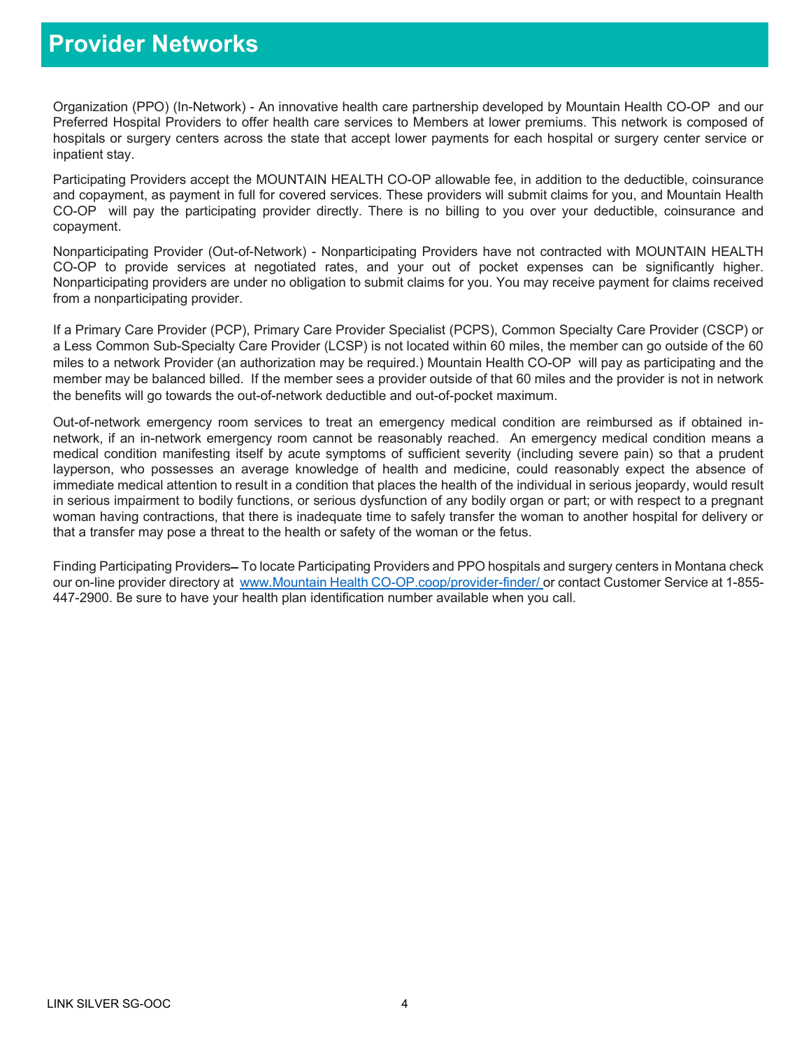# Provider Networks

Organization (PPO) (In-Network) - An innovative health care partnership developed by Mountain Health CO-OP and our Preferred Hospital Providers to offer health care services to Members at lower premiums. This network is composed of hospitals or surgery centers across the state that accept lower payments for each hospital or surgery center service or inpatient stay.

Participating Providers accept the MOUNTAIN HEALTH CO-OP allowable fee, in addition to the deductible, coinsurance and copayment, as payment in full for covered services. These providers will submit claims for you, and Mountain Health CO-OP will pay the participating provider directly. There is no billing to you over your deductible, coinsurance and copayment.

Nonparticipating Provider (Out-of-Network) - Nonparticipating Providers have not contracted with MOUNTAIN HEALTH CO-OP to provide services at negotiated rates, and your out of pocket expenses can be significantly higher. Nonparticipating providers are under no obligation to submit claims for you. You may receive payment for claims received from a nonparticipating provider.

If a Primary Care Provider (PCP), Primary Care Provider Specialist (PCPS), Common Specialty Care Provider (CSCP) or a Less Common Sub-Specialty Care Provider (LCSP) is not located within 60 miles, the member can go outside of the 60 miles to a network Provider (an authorization may be required.) Mountain Health CO-OP will pay as participating and the member may be balanced billed. If the member sees a provider outside of that 60 miles and the provider is not in network the benefits will go towards the out-of-network deductible and out-of-pocket maximum.

Out-of-network emergency room services to treat an emergency medical condition are reimbursed as if obtained in-network, if an in-network emergency room cannot be reasonably reached. An emergency medical condition means a medical condition manifesting itself by acute symptoms of sufficient severity (including severe pain) so that a prudent layperson, who possesses an average knowledge of health and medicine, could reasonably expect the absence of immediate medical attention to result in a condition that places the health of the individual in serious jeopardy, would result in serious impairment to bodily functions, or serious dysfunction of any bodily organ or part; or with respect to a pregnant woman having contractions, that there is inadequate time to safely transfer the woman to another hospital for delivery or that a transfer may pose a threat to the health or safety of the woman or the fetus.

Finding Participating Providers– To locate Participating Providers and PPO hospitals and surgery centers in Montana check our on-line provider directory at www.Mountain Health CO-OP.coop/provider-finder/ or contact Customer Service at 1-855-447-2900. Be sure to have your health plan identification number available when you call.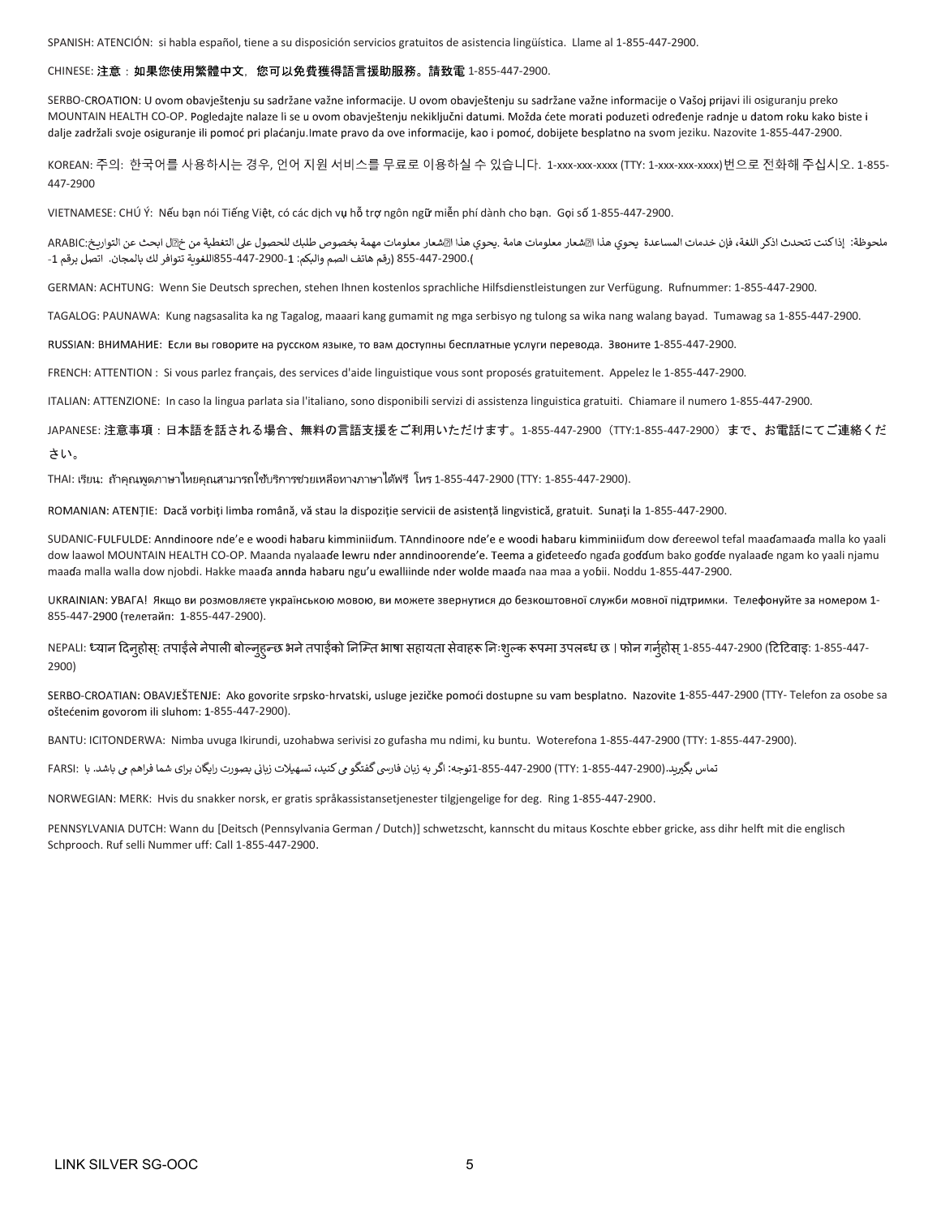SPANISH: ATENCIÓN: si habla español, tiene a su disposición servicios gratuitos de asistencia lingüística. Llame al 1-855-447-2900.

CHINESE: 注意：如果您使用繁體中文，您可以免費獲得語言援助服務。請致電 1-855-447-2900.

SERBO-CROATION: U ovom obavještenju su sadržane važne informacije. U ovom obavještenju su sadržane važne informacije o Vašoj prijavi ili osiguranju preko MOUNTAIN HEALTH CO-OP. Pogledajte nalaze li se u ovom obavještenju nekiključni datumi. Možda ćete morati poduzeti određenje radnje u datom roku kako biste i dalje zadržali svoje osiguranje ili pomoć pri plaćanju.Imate pravo da ove informacije, kao i pomoć, dobijete besplatno na svom jeziku. Nazovite 1-855-447-2900.

KOREAN: 주의: 한국어를 사용하시는 경우, 언어 지원 서비스를 무료로 이용하실 수 있습니다. 1-xxx-xxx-xxxx (TTY: 1-xxx-xxx-xxxx)번으로 전화해 주십시오. 1-855-447-2900

VIETNAMESE: CHÚ Ý: Nếu bạn nói Tiếng Việt, có các dịch vụ hỗ trợ ngôn ngữ miễn phí dành cho bạn. Gọi số 1-855-447-2900.

ARABIC: ملحوظة: إذا كنت تتحدث اذكر اللغة، فإن خدمات المساعدة يحوي هذا الإشعار معلومات هامة .يحوي هذا الإشعار معلومات مهمة بخصوص طلبك للحصول على التغطية من خلال ابحث عن التواريخ اللغوية تتوافر لك بالمجان. اتصل برقم 1- 855-447-2900 (رقم هاتف الصم والبكم: 1-855-447-2900).

GERMAN: ACHTUNG: Wenn Sie Deutsch sprechen, stehen Ihnen kostenlos sprachliche Hilfsdienstleistungen zur Verfügung. Rufnummer: 1-855-447-2900.

TAGALOG: PAUNAWA: Kung nagsasalita ka ng Tagalog, maaari kang gumamit ng mga serbisyo ng tulong sa wika nang walang bayad. Tumawag sa 1-855-447-2900.

RUSSIAN: ВНИМАНИЕ: Если вы говорите на русском языке, то вам доступны бесплатные услуги перевода. Звоните 1-855-447-2900.

FRENCH: ATTENTION : Si vous parlez français, des services d'aide linguistique vous sont proposés gratuitement. Appelez le 1-855-447-2900.

ITALIAN: ATTENZIONE: In caso la lingua parlata sia l'italiano, sono disponibili servizi di assistenza linguistica gratuiti. Chiamare il numero 1-855-447-2900.

JAPANESE: 注意事項：日本語を話される場合、無料の言語支援をご利用いただけます。1-855-447-2900（TTY:1-855-447-2900）まで、お電話にてご連絡ください。

THAI: เรียน: ถ้าคุณพูดภาษาไทยคุณสามารถใช้บริการช่วยเหลือทางภาษาได้ฟรี โทร 1-855-447-2900 (TTY: 1-855-447-2900).

ROMANIAN: ATENȚIE: Dacă vorbiți limba română, vă stau la dispoziție servicii de asistență lingvistică, gratuit. Sunați la 1-855-447-2900.

SUDANIC-FULFULDE: Anndinoore nde'e e woodi habaru kimminiiɗum. TAnndinoore nde'e e woodi habaru kimminiiɗum dow ɗereewol tefal maaɗamaaɗa malla ko yaali dow laawol MOUNTAIN HEALTH CO-OP. Maanda nyalaaɗe lewru nder anndinoorende'e. Teema a giɗeteeɗo ngaɗa goɗɗum bako goɗɗe nyalaaɗe ngam ko yaali njamu maaɗa malla walla dow njobdi. Hakke maaɗa annda habaru ngu'u ewalliinde nder wolde maaɗa naa maa a yoɓii. Noddu 1-855-447-2900.

UKRAINIAN: УВАГА! Якщо ви розмовляєте українською мовою, ви можете звернутися до безкоштовної служби мовної підтримки. Телефонуйте за номером 1-855-447-2900 (телетайп: 1-855-447-2900).

NEPALI: ध्यान दिनुहोस्: तपाईंले नेपाली बोल्नुहुन्छ भने तपाईंको निम्ति भाषा सहायता सेवाहरू निःशुल्क रूपमा उपलब्ध छ । फोन गर्नुहोस् 1-855-447-2900 (टिटिवाइ: 1-855-447-2900)

SERBO-CROATIAN: OBAVJEŠTENJE: Ako govorite srpsko-hrvatski, usluge jezičke pomoći dostupne su vam besplatno. Nazovite 1-855-447-2900 (TTY- Telefon za osobe sa oštećenim govorom ili sluhom: 1-855-447-2900).

BANTU: ICITONDERWA: Nimba uvuga Ikirundi, uzohabwa serivisi zo gufasha mu ndimi, ku buntu. Woterefona 1-855-447-2900 (TTY: 1-855-447-2900).

FARSI: توجه: اگر به زبان فارسی گفتگو می کنید، تسهیلات زبانی بصورت رایگان برای شما فراهم می باشد. با 1-855-447-2900 (TTY: 1-855-447-2900) تماس بگیرید.

NORWEGIAN: MERK: Hvis du snakker norsk, er gratis språkassistansetjenester tilgjengelige for deg. Ring 1-855-447-2900.

PENNSYLVANIA DUTCH: Wann du [Deitsch (Pennsylvania German / Dutch)] schwetzscht, kannscht du mitaus Koschte ebber gricke, ass dihr helft mit die englisch Schprooch. Ruf selli Nummer uff: Call 1-855-447-2900.